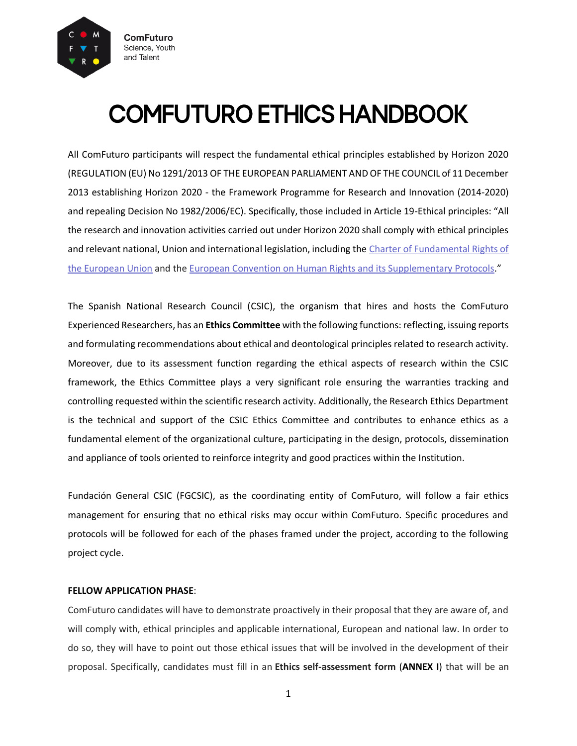ComFuturo
Science, Youth and Talent

# COMFUTURO ETHICS HANDBOOK

All ComFuturo participants will respect the fundamental ethical principles established by Horizon 2020 (REGULATION (EU) No 1291/2013 OF THE EUROPEAN PARLIAMENT AND OF THE COUNCIL of 11 December 2013 establishing Horizon 2020 - the Framework Programme for Research and Innovation (2014-2020) and repealing Decision No 1982/2006/EC). Specifically, those included in Article 19-Ethical principles: "All the research and innovation activities carried out under Horizon 2020 shall comply with ethical principles and relevant national, Union and international legislation, including the Charter of Fundamental Rights of the European Union and the European Convention on Human Rights and its Supplementary Protocols."

The Spanish National Research Council (CSIC), the organism that hires and hosts the ComFuturo Experienced Researchers, has an **Ethics Committee** with the following functions: reflecting, issuing reports and formulating recommendations about ethical and deontological principles related to research activity. Moreover, due to its assessment function regarding the ethical aspects of research within the CSIC framework, the Ethics Committee plays a very significant role ensuring the warranties tracking and controlling requested within the scientific research activity. Additionally, the Research Ethics Department is the technical and support of the CSIC Ethics Committee and contributes to enhance ethics as a fundamental element of the organizational culture, participating in the design, protocols, dissemination and appliance of tools oriented to reinforce integrity and good practices within the Institution.

Fundación General CSIC (FGCSIC), as the coordinating entity of ComFuturo, will follow a fair ethics management for ensuring that no ethical risks may occur within ComFuturo. Specific procedures and protocols will be followed for each of the phases framed under the project, according to the following project cycle.

**FELLOW APPLICATION PHASE**:

ComFuturo candidates will have to demonstrate proactively in their proposal that they are aware of, and will comply with, ethical principles and applicable international, European and national law. In order to do so, they will have to point out those ethical issues that will be involved in the development of their proposal. Specifically, candidates must fill in an **Ethics self-assessment form** (**ANNEX I**) that will be an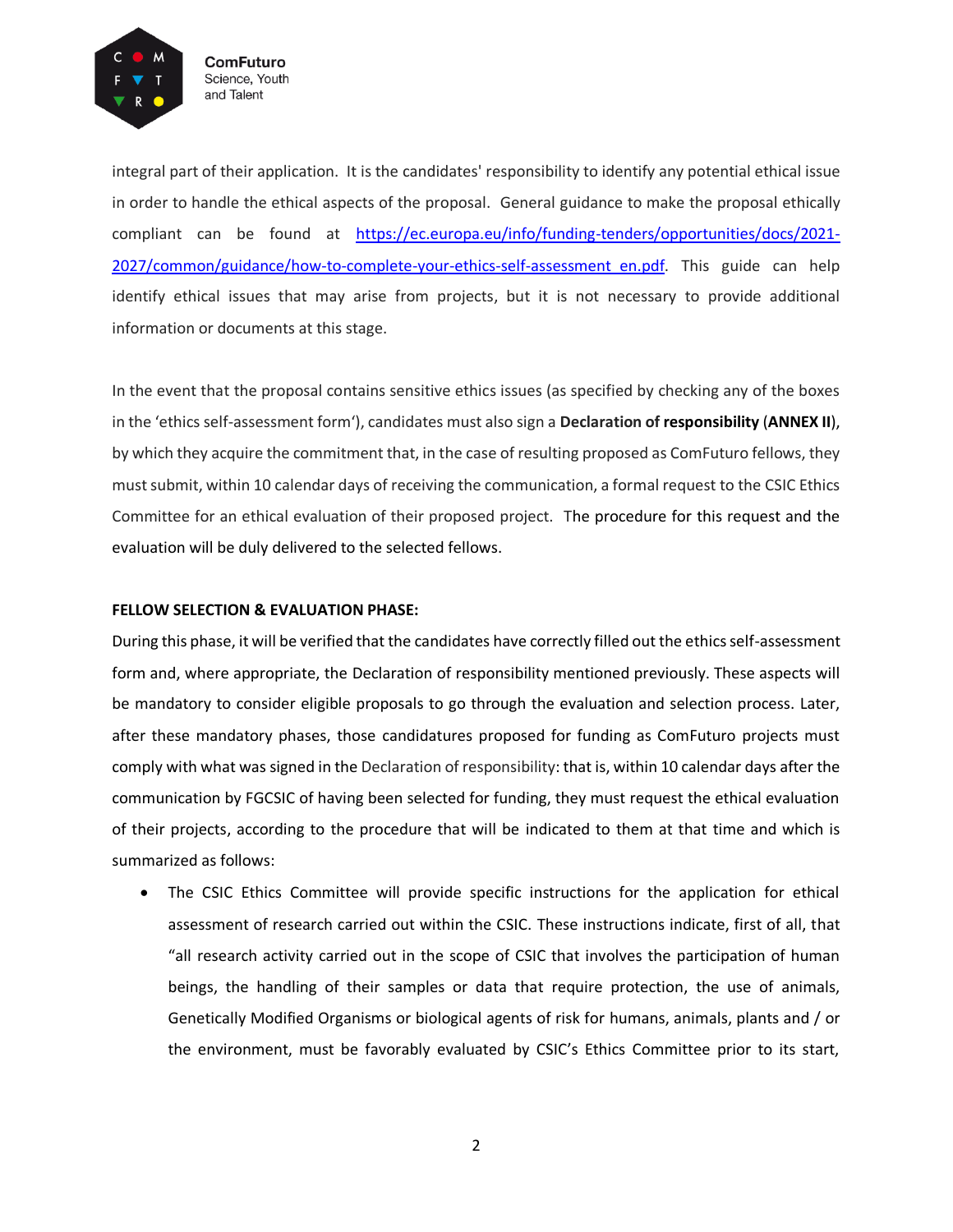integral part of their application. It is the candidates' responsibility to identify any potential ethical issue in order to handle the ethical aspects of the proposal. General guidance to make the proposal ethically compliant can be found at [https://ec.europa.eu/info/funding-tenders/opportunities/docs/2021-2027/common/guidance/how-to-complete-your-ethics-self-assessment_en.pdf](https://ec.europa.eu/info/funding-tenders/opportunities/docs/2021-2027/common/guidance/how-to-complete-your-ethics-self-assessment_en.pdf). This guide can help identify ethical issues that may arise from projects, but it is not necessary to provide additional information or documents at this stage.

In the event that the proposal contains sensitive ethics issues (as specified by checking any of the boxes in the 'ethics self-assessment form'), candidates must also sign a **Declaration of responsibility** (**ANNEX II**), by which they acquire the commitment that, in the case of resulting proposed as ComFuturo fellows, they must submit, within 10 calendar days of receiving the communication, a formal request to the CSIC Ethics Committee for an ethical evaluation of their proposed project. The procedure for this request and the evaluation will be duly delivered to the selected fellows.

**FELLOW SELECTION & EVALUATION PHASE:**

During this phase, it will be verified that the candidates have correctly filled out the ethics self-assessment form and, where appropriate, the Declaration of responsibility mentioned previously. These aspects will be mandatory to consider eligible proposals to go through the evaluation and selection process. Later, after these mandatory phases, those candidatures proposed for funding as ComFuturo projects must comply with what was signed in the Declaration of responsibility: that is, within 10 calendar days after the communication by FGCSIC of having been selected for funding, they must request the ethical evaluation of their projects, according to the procedure that will be indicated to them at that time and which is summarized as follows:

- The CSIC Ethics Committee will provide specific instructions for the application for ethical assessment of research carried out within the CSIC. These instructions indicate, first of all, that "all research activity carried out in the scope of CSIC that involves the participation of human beings, the handling of their samples or data that require protection, the use of animals, Genetically Modified Organisms or biological agents of risk for humans, animals, plants and / or the environment, must be favorably evaluated by CSIC's Ethics Committee prior to its start,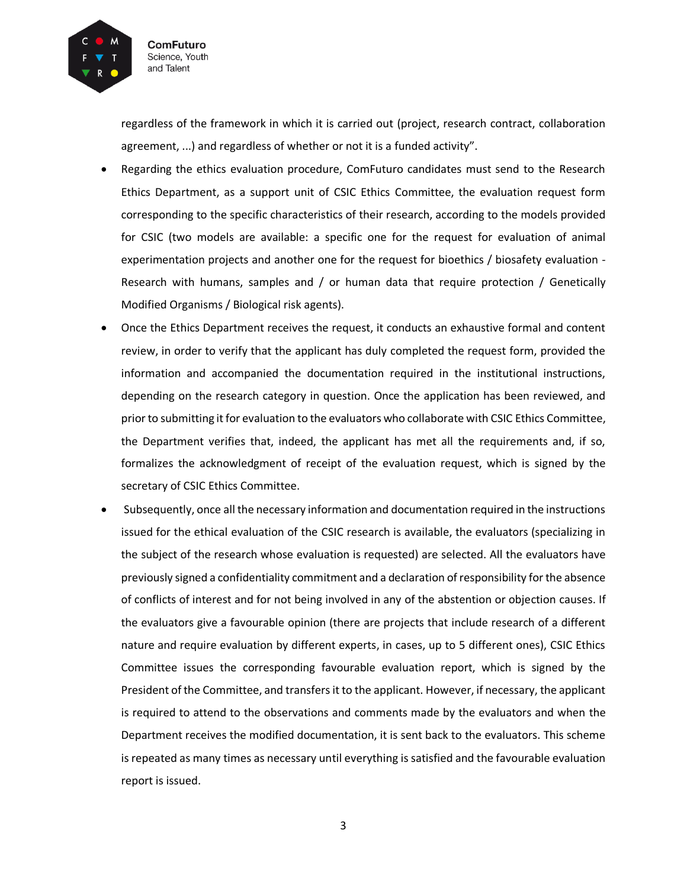regardless of the framework in which it is carried out (project, research contract, collaboration agreement, ...) and regardless of whether or not it is a funded activity".

- Regarding the ethics evaluation procedure, ComFuturo candidates must send to the Research Ethics Department, as a support unit of CSIC Ethics Committee, the evaluation request form corresponding to the specific characteristics of their research, according to the models provided for CSIC (two models are available: a specific one for the request for evaluation of animal experimentation projects and another one for the request for bioethics / biosafety evaluation - Research with humans, samples and / or human data that require protection / Genetically Modified Organisms / Biological risk agents).
- Once the Ethics Department receives the request, it conducts an exhaustive formal and content review, in order to verify that the applicant has duly completed the request form, provided the information and accompanied the documentation required in the institutional instructions, depending on the research category in question. Once the application has been reviewed, and prior to submitting it for evaluation to the evaluators who collaborate with CSIC Ethics Committee, the Department verifies that, indeed, the applicant has met all the requirements and, if so, formalizes the acknowledgment of receipt of the evaluation request, which is signed by the secretary of CSIC Ethics Committee.
- Subsequently, once all the necessary information and documentation required in the instructions issued for the ethical evaluation of the CSIC research is available, the evaluators (specializing in the subject of the research whose evaluation is requested) are selected. All the evaluators have previously signed a confidentiality commitment and a declaration of responsibility for the absence of conflicts of interest and for not being involved in any of the abstention or objection causes. If the evaluators give a favourable opinion (there are projects that include research of a different nature and require evaluation by different experts, in cases, up to 5 different ones), CSIC Ethics Committee issues the corresponding favourable evaluation report, which is signed by the President of the Committee, and transfers it to the applicant. However, if necessary, the applicant is required to attend to the observations and comments made by the evaluators and when the Department receives the modified documentation, it is sent back to the evaluators. This scheme is repeated as many times as necessary until everything is satisfied and the favourable evaluation report is issued.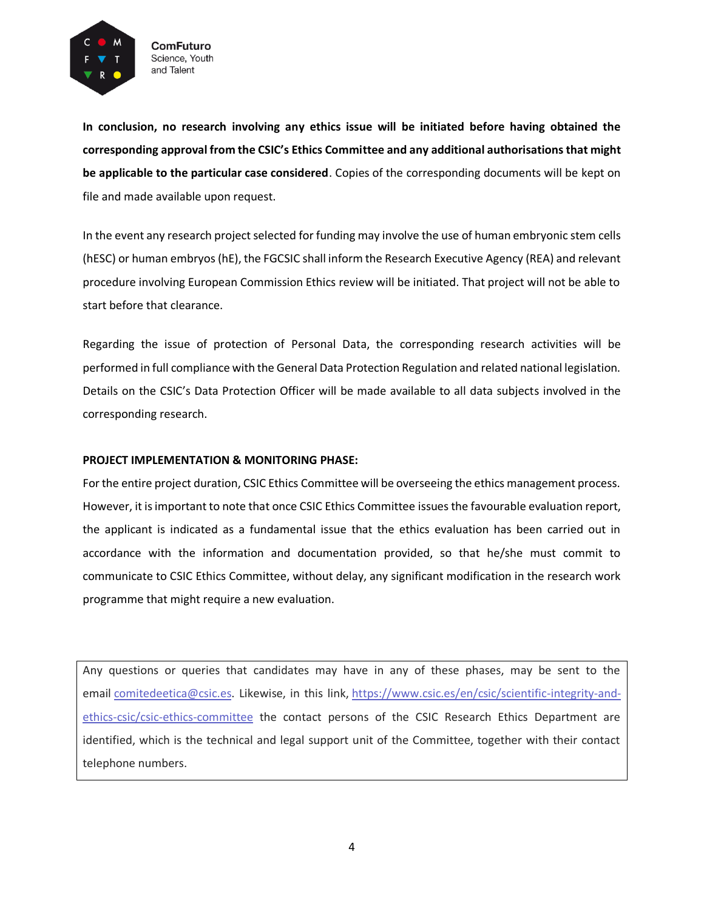**In conclusion, no research involving any ethics issue will be initiated before having obtained the corresponding approval from the CSIC's Ethics Committee and any additional authorisations that might be applicable to the particular case considered**. Copies of the corresponding documents will be kept on file and made available upon request.

In the event any research project selected for funding may involve the use of human embryonic stem cells (hESC) or human embryos (hE), the FGCSIC shall inform the Research Executive Agency (REA) and relevant procedure involving European Commission Ethics review will be initiated. That project will not be able to start before that clearance.

Regarding the issue of protection of Personal Data, the corresponding research activities will be performed in full compliance with the General Data Protection Regulation and related national legislation. Details on the CSIC's Data Protection Officer will be made available to all data subjects involved in the corresponding research.

**PROJECT IMPLEMENTATION & MONITORING PHASE:**

For the entire project duration, CSIC Ethics Committee will be overseeing the ethics management process. However, it is important to note that once CSIC Ethics Committee issues the favourable evaluation report, the applicant is indicated as a fundamental issue that the ethics evaluation has been carried out in accordance with the information and documentation provided, so that he/she must commit to communicate to CSIC Ethics Committee, without delay, any significant modification in the research work programme that might require a new evaluation.

> Any questions or queries that candidates may have in any of these phases, may be sent to the email [comitedeetica@csic.es](mailto:comitedeetica@csic.es). Likewise, in this link, [https://www.csic.es/en/csic/scientific-integrity-and-ethics-csic/csic-ethics-committee](https://www.csic.es/en/csic/scientific-integrity-and-ethics-csic/csic-ethics-committee) the contact persons of the CSIC Research Ethics Department are identified, which is the technical and legal support unit of the Committee, together with their contact telephone numbers.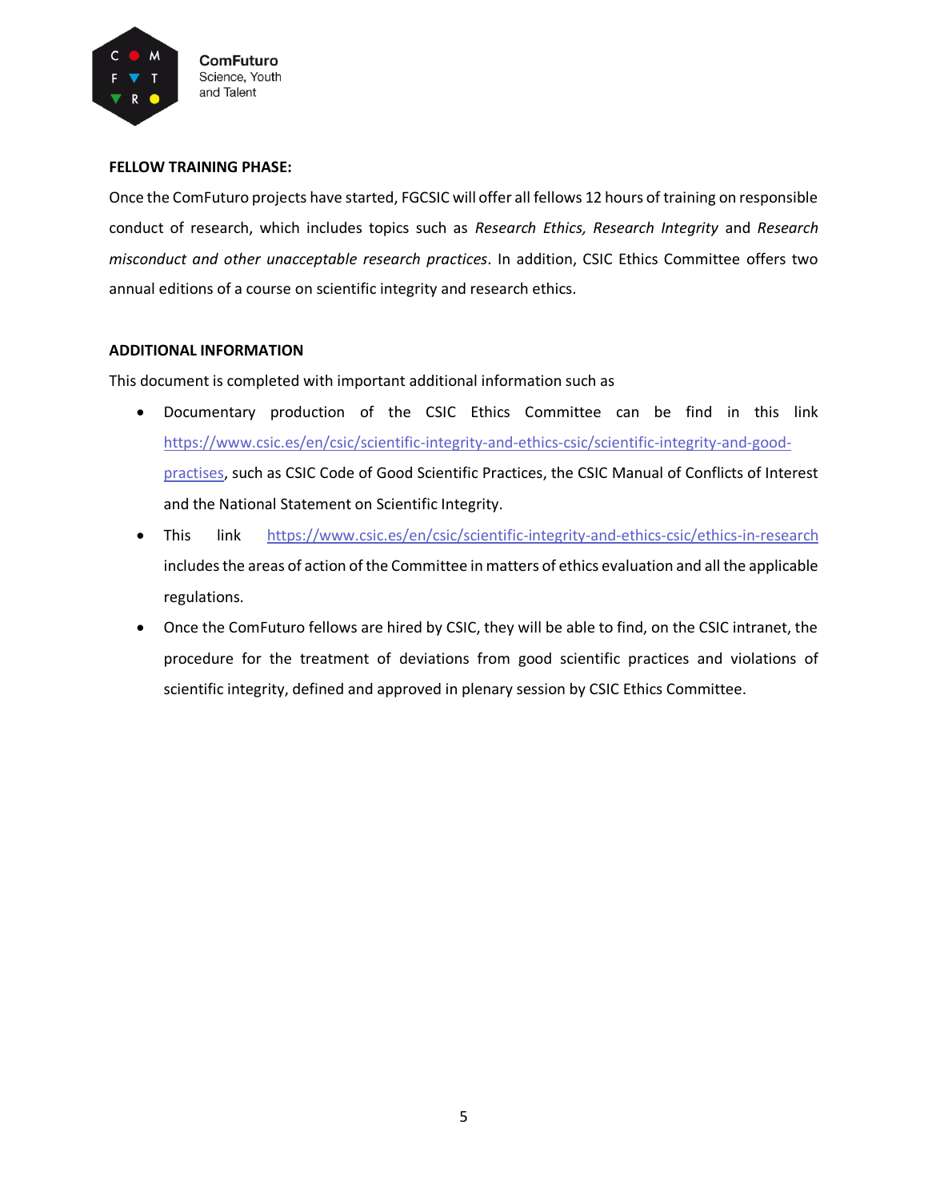**FELLOW TRAINING PHASE:**

Once the ComFuturo projects have started, FGCSIC will offer all fellows 12 hours of training on responsible conduct of research, which includes topics such as *Research Ethics, Research Integrity* and *Research misconduct and other unacceptable research practices*. In addition, CSIC Ethics Committee offers two annual editions of a course on scientific integrity and research ethics.

**ADDITIONAL INFORMATION**

This document is completed with important additional information such as

- Documentary production of the CSIC Ethics Committee can be find in this link [https://www.csic.es/en/csic/scientific-integrity-and-ethics-csic/scientific-integrity-and-good-practises](https://www.csic.es/en/csic/scientific-integrity-and-ethics-csic/scientific-integrity-and-good-practises), such as CSIC Code of Good Scientific Practices, the CSIC Manual of Conflicts of Interest and the National Statement on Scientific Integrity.
- This link [https://www.csic.es/en/csic/scientific-integrity-and-ethics-csic/ethics-in-research](https://www.csic.es/en/csic/scientific-integrity-and-ethics-csic/ethics-in-research) includes the areas of action of the Committee in matters of ethics evaluation and all the applicable regulations.
- Once the ComFuturo fellows are hired by CSIC, they will be able to find, on the CSIC intranet, the procedure for the treatment of deviations from good scientific practices and violations of scientific integrity, defined and approved in plenary session by CSIC Ethics Committee.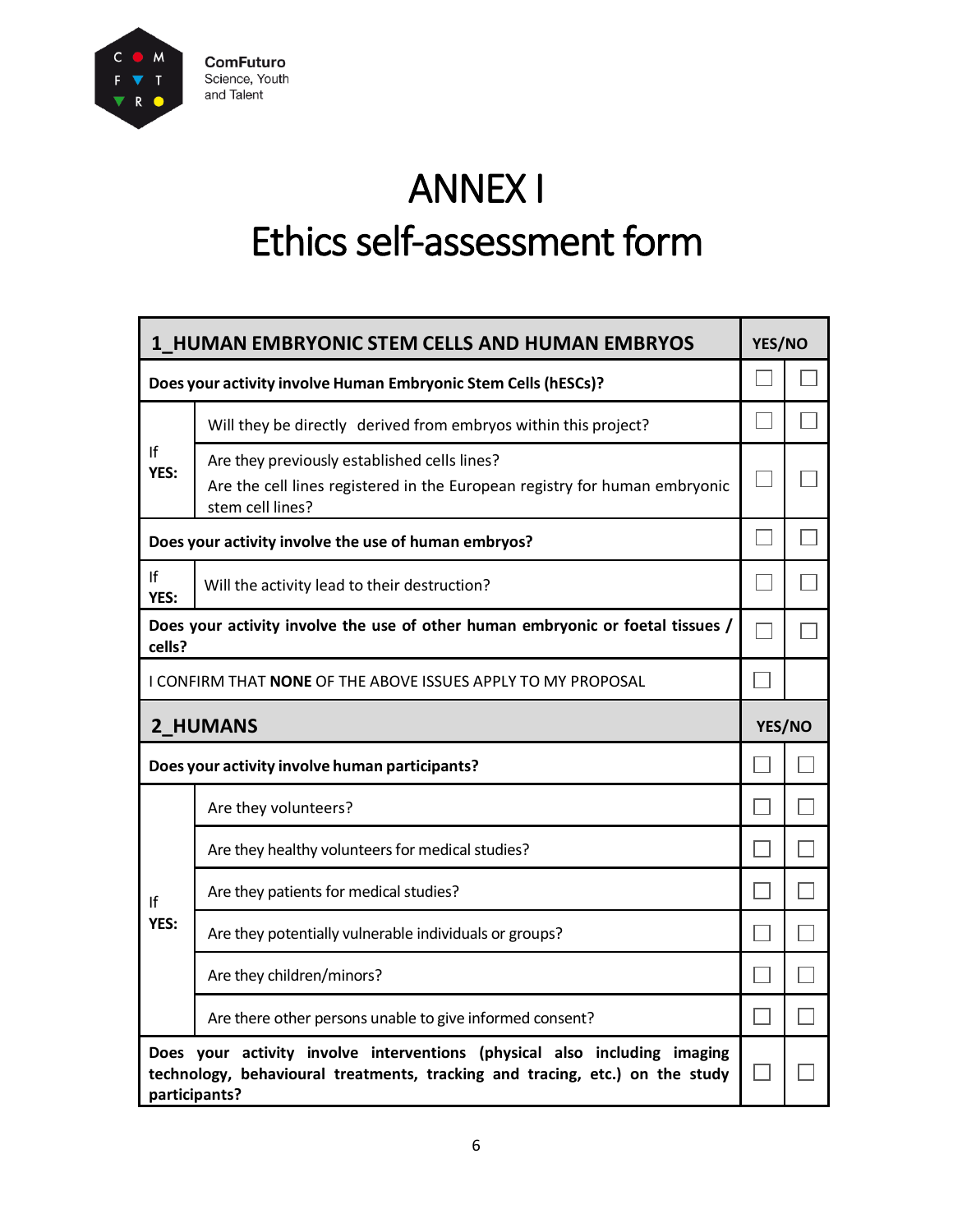ComFuturo
Science, Youth and Talent

# ANNEX I
# Ethics self-assessment form

| 1_HUMAN EMBRYONIC STEM CELLS AND HUMAN EMBRYOS | | YES/NO | |
|---|---|---|---|
| **Does your activity involve Human Embryonic Stem Cells (hESCs)?** | | ☐ | ☐ |
| If YES: | Will they be directly derived from embryos within this project? | ☐ | ☐ |
| | Are they previously established cells lines? Are the cell lines registered in the European registry for human embryonic stem cell lines? | ☐ | ☐ |
| **Does your activity involve the use of human embryos?** | | ☐ | ☐ |
| If YES: | Will the activity lead to their destruction? | ☐ | ☐ |
| **Does your activity involve the use of other human embryonic or foetal tissues / cells?** | | ☐ | ☐ |
| I CONFIRM THAT **NONE** OF THE ABOVE ISSUES APPLY TO MY PROPOSAL | | ☐ | |
| **2_HUMANS** | | **YES/NO** | |
| **Does your activity involve human participants?** | | ☐ | ☐ |
| If YES: | Are they volunteers? | ☐ | ☐ |
| | Are they healthy volunteers for medical studies? | ☐ | ☐ |
| | Are they patients for medical studies? | ☐ | ☐ |
| | Are they potentially vulnerable individuals or groups? | ☐ | ☐ |
| | Are they children/minors? | ☐ | ☐ |
| | Are there other persons unable to give informed consent? | ☐ | ☐ |
| **Does your activity involve interventions (physical also including imaging technology, behavioural treatments, tracking and tracing, etc.) on the study participants?** | | ☐ | ☐ |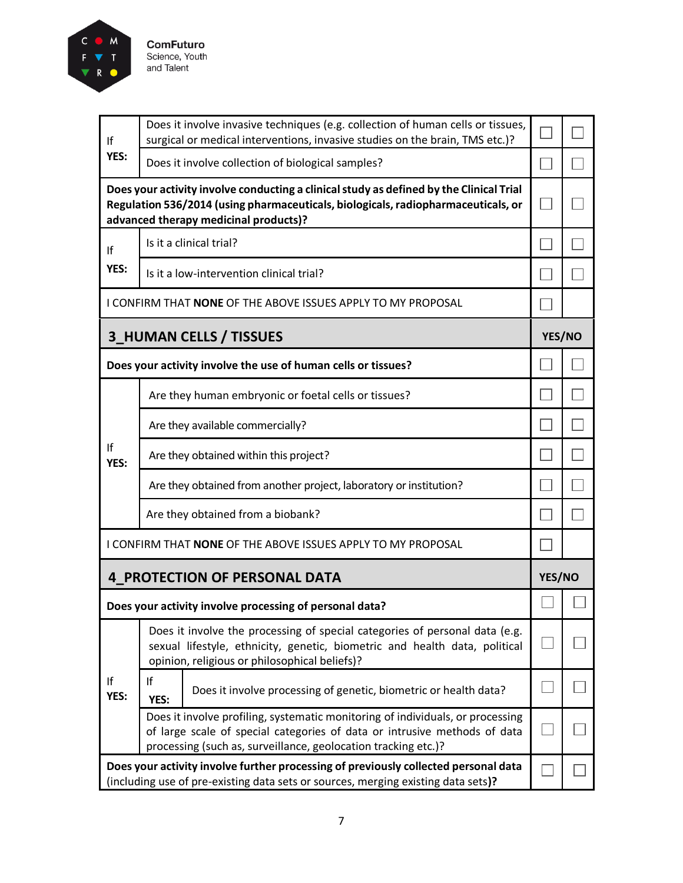| | | | |
|---|---|---|---|
| If YES: | Does it involve invasive techniques (e.g. collection of human cells or tissues, surgical or medical interventions, invasive studies on the brain, TMS etc.)? | ☐ | ☐ |
| | Does it involve collection of biological samples? | ☐ | ☐ |
| **Does your activity involve conducting a clinical study as defined by the Clinical Trial Regulation 536/2014 (using pharmaceuticals, biologicals, radiopharmaceuticals, or advanced therapy medicinal products)?** | | ☐ | ☐ |
| If YES: | Is it a clinical trial? | ☐ | ☐ |
| | Is it a low-intervention clinical trial? | ☐ | ☐ |
| I CONFIRM THAT **NONE** OF THE ABOVE ISSUES APPLY TO MY PROPOSAL | | ☐ | |

| **3_HUMAN CELLS / TISSUES** | | **YES/NO** | |
|---|---|---|---|
| **Does your activity involve the use of human cells or tissues?** | | ☐ | ☐ |
| If YES: | Are they human embryonic or foetal cells or tissues? | ☐ | ☐ |
| | Are they available commercially? | ☐ | ☐ |
| | Are they obtained within this project? | ☐ | ☐ |
| | Are they obtained from another project, laboratory or institution? | ☐ | ☐ |
| | Are they obtained from a biobank? | ☐ | ☐ |
| I CONFIRM THAT **NONE** OF THE ABOVE ISSUES APPLY TO MY PROPOSAL | | ☐ | |

| **4_PROTECTION OF PERSONAL DATA** | | | **YES/NO** | |
|---|---|---|---|---|
| **Does your activity involve processing of personal data?** | | | ☐ | ☐ |
| If YES: | Does it involve the processing of special categories of personal data (e.g. sexual lifestyle, ethnicity, genetic, biometric and health data, political opinion, religious or philosophical beliefs)? | | ☐ | ☐ |
| | If YES: | Does it involve processing of genetic, biometric or health data? | ☐ | ☐ |
| | Does it involve profiling, systematic monitoring of individuals, or processing of large scale of special categories of data or intrusive methods of data processing (such as, surveillance, geolocation tracking etc.)? | | ☐ | ☐ |
| **Does your activity involve further processing of previously collected personal data** (including use of pre-existing data sets or sources, merging existing data sets)**?** | | | ☐ | ☐ |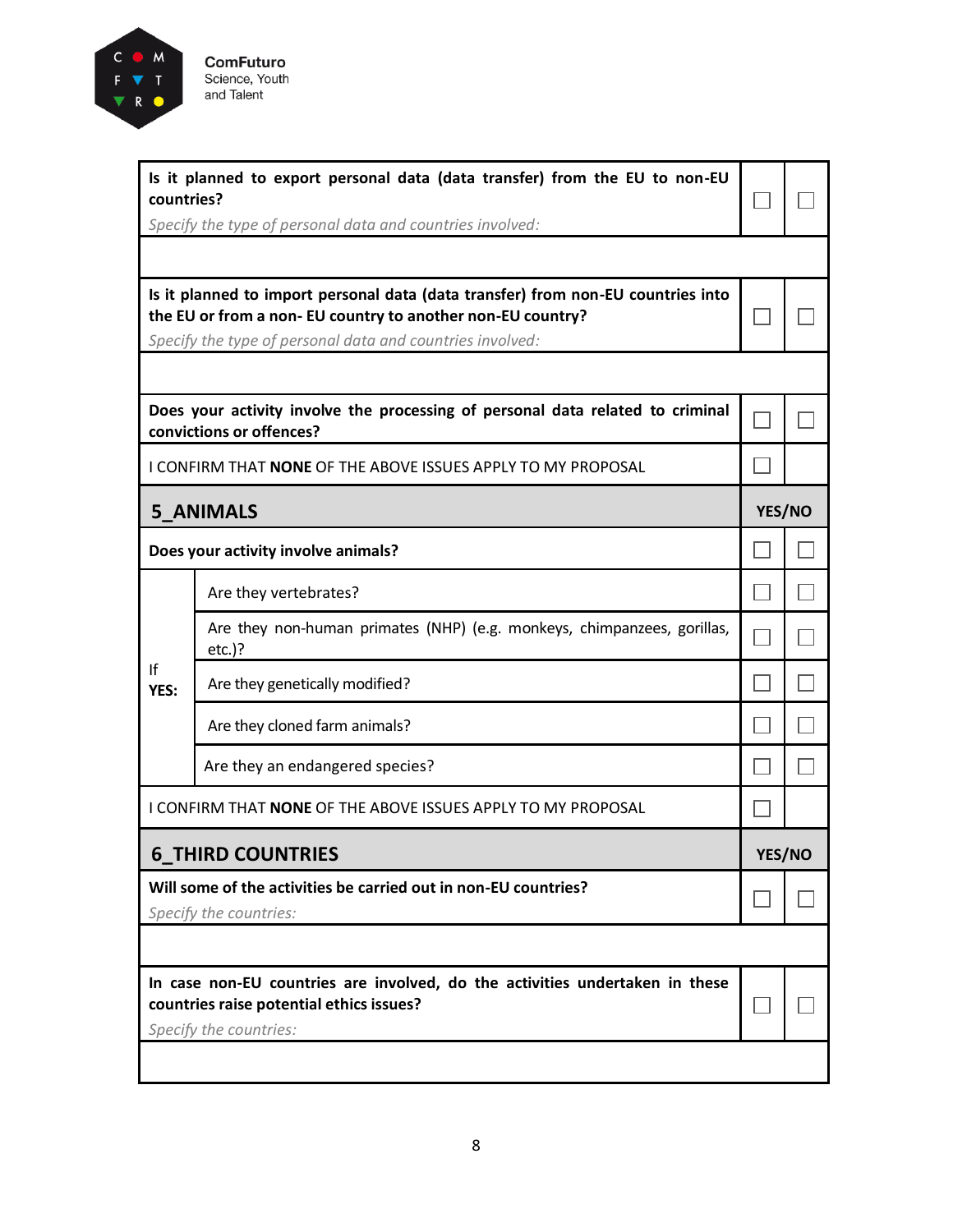| | | |
|---|---|---|
| **Is it planned to export personal data (data transfer) from the EU to non-EU countries?** *Specify the type of personal data and countries involved:* | ☐ | ☐ |
| | | |
| **Is it planned to import personal data (data transfer) from non-EU countries into the EU or from a non- EU country to another non-EU country?** *Specify the type of personal data and countries involved:* | ☐ | ☐ |
| | | |
| **Does your activity involve the processing of personal data related to criminal convictions or offences?** | ☐ | ☐ |
| I CONFIRM THAT **NONE** OF THE ABOVE ISSUES APPLY TO MY PROPOSAL | ☐ | |

| **5_ANIMALS** | | **YES/NO** | |
|---|---|---|---|
| **Does your activity involve animals?** | | ☐ | ☐ |
| **If YES:** | Are they vertebrates? | ☐ | ☐ |
| | Are they non-human primates (NHP) (e.g. monkeys, chimpanzees, gorillas, etc.)? | ☐ | ☐ |
| | Are they genetically modified? | ☐ | ☐ |
| | Are they cloned farm animals? | ☐ | ☐ |
| | Are they an endangered species? | ☐ | ☐ |
| I CONFIRM THAT **NONE** OF THE ABOVE ISSUES APPLY TO MY PROPOSAL | | ☐ | |

| **6_THIRD COUNTRIES** | **YES/NO** | |
|---|---|---|
| **Will some of the activities be carried out in non-EU countries?** *Specify the countries:* | ☐ | ☐ |
| | | |
| **In case non-EU countries are involved, do the activities undertaken in these countries raise potential ethics issues?** *Specify the countries:* | ☐ | ☐ |
| | | |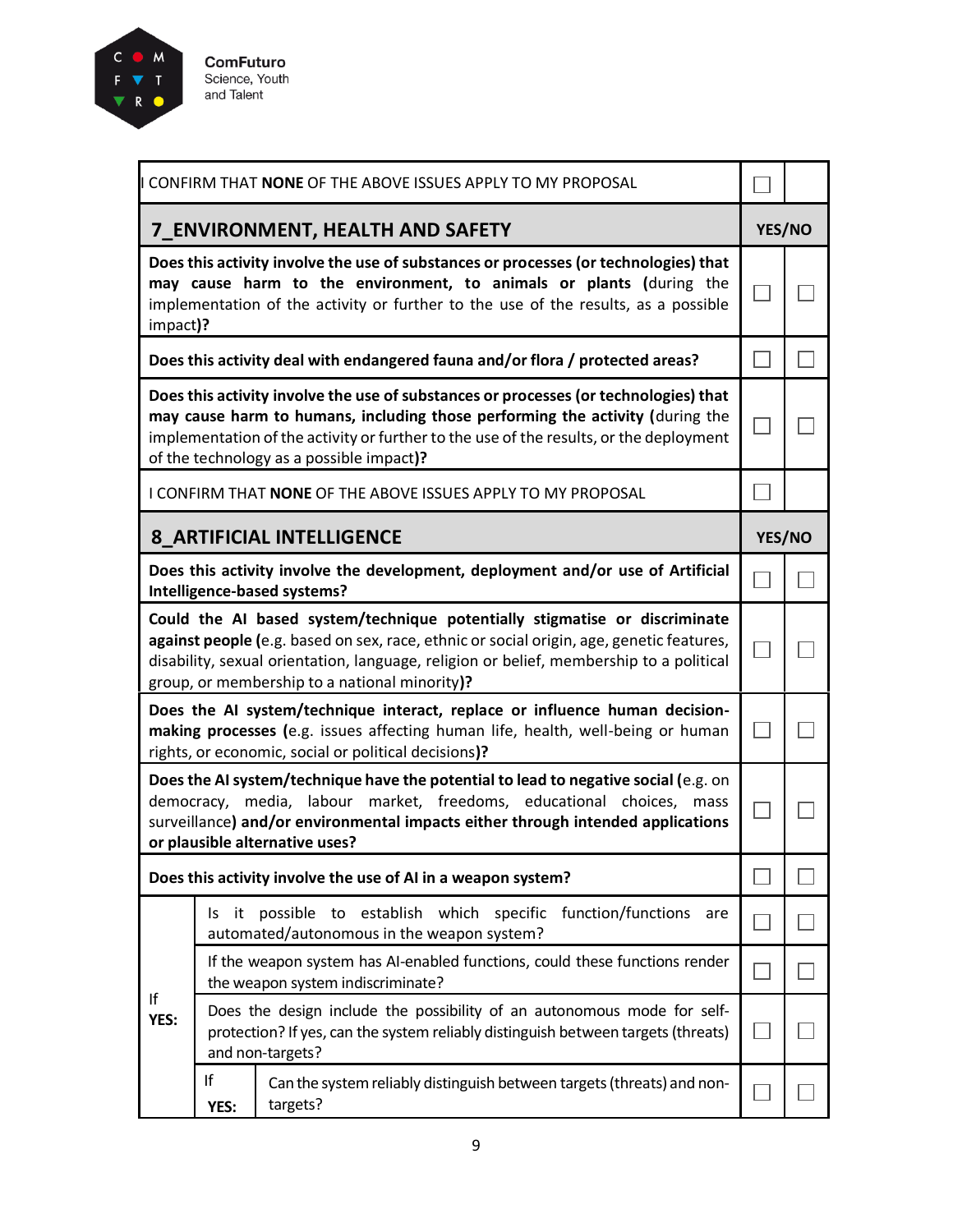| I CONFIRM THAT **NONE** OF THE ABOVE ISSUES APPLY TO MY PROPOSAL | ☐ | |
|---|---|---|

| **7_ENVIRONMENT, HEALTH AND SAFETY** | **YES/NO** | |
|---|---|---|
| **Does this activity involve the use of substances or processes (or technologies) that may cause harm to the environment, to animals or plants (**during the implementation of the activity or further to the use of the results, as a possible impact**)?** | ☐ | ☐ |
| **Does this activity deal with endangered fauna and/or flora / protected areas?** | ☐ | ☐ |
| **Does this activity involve the use of substances or processes (or technologies) that may cause harm to humans, including those performing the activity (**during the implementation of the activity or further to the use of the results, or the deployment of the technology as a possible impact**)?** | ☐ | ☐ |
| I CONFIRM THAT **NONE** OF THE ABOVE ISSUES APPLY TO MY PROPOSAL | ☐ | |

| **8_ARTIFICIAL INTELLIGENCE** | | | **YES/NO** | |
|---|---|---|---|---|
| **Does this activity involve the development, deployment and/or use of Artificial Intelligence-based systems?** | | | ☐ | ☐ |
| **Could the AI based system/technique potentially stigmatise or discriminate against people (**e.g. based on sex, race, ethnic or social origin, age, genetic features, disability, sexual orientation, language, religion or belief, membership to a political group, or membership to a national minority**)?** | | | ☐ | ☐ |
| **Does the AI system/technique interact, replace or influence human decision-making processes (**e.g. issues affecting human life, health, well-being or human rights, or economic, social or political decisions**)?** | | | ☐ | ☐ |
| **Does the AI system/technique have the potential to lead to negative social (**e.g. on democracy, media, labour market, freedoms, educational choices, mass surveillance**) and/or environmental impacts either through intended applications or plausible alternative uses?** | | | ☐ | ☐ |
| **Does this activity involve the use of AI in a weapon system?** | | | ☐ | ☐ |
| **If YES:** | Is it possible to establish which specific function/functions are automated/autonomous in the weapon system? | | ☐ | ☐ |
| | If the weapon system has AI-enabled functions, could these functions render the weapon system indiscriminate? | | ☐ | ☐ |
| | Does the design include the possibility of an autonomous mode for self-protection? If yes, can the system reliably distinguish between targets (threats) and non-targets? | | ☐ | ☐ |
| | **If YES:** | Can the system reliably distinguish between targets (threats) and non-targets? | ☐ | ☐ |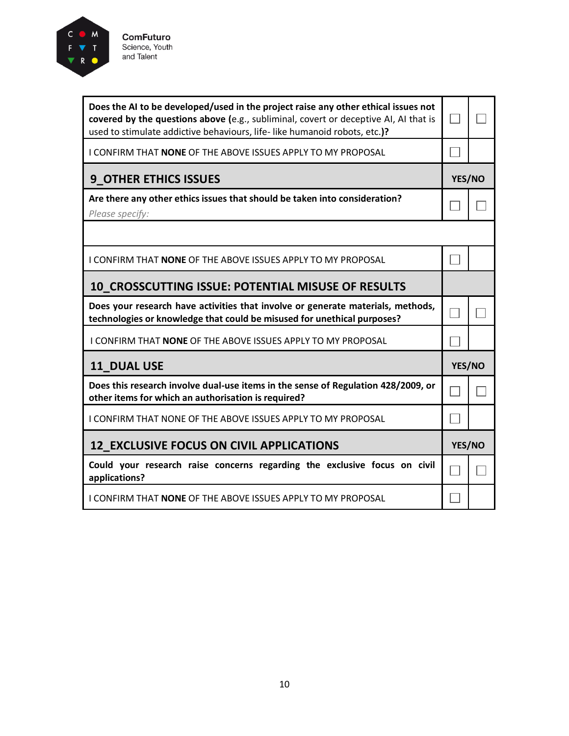| | | |
|---|---|---|
| **Does the AI to be developed/used in the project raise any other ethical issues not covered by the questions above (**e.g., subliminal, covert or deceptive AI, AI that is used to stimulate addictive behaviours, life- like humanoid robots, etc.**)?** | ☐ | ☐ |
| I CONFIRM THAT **NONE** OF THE ABOVE ISSUES APPLY TO MY PROPOSAL | ☐ | |
| **9_OTHER ETHICS ISSUES** | **YES/NO** | |
| **Are there any other ethics issues that should be taken into consideration?** *Please specify:* | ☐ | ☐ |
| | | |
| I CONFIRM THAT **NONE** OF THE ABOVE ISSUES APPLY TO MY PROPOSAL | ☐ | |
| **10_CROSSCUTTING ISSUE: POTENTIAL MISUSE OF RESULTS** | | |
| **Does your research have activities that involve or generate materials, methods, technologies or knowledge that could be misused for unethical purposes?** | ☐ | ☐ |
| I CONFIRM THAT **NONE** OF THE ABOVE ISSUES APPLY TO MY PROPOSAL | ☐ | |
| **11_DUAL USE** | **YES/NO** | |
| **Does this research involve dual-use items in the sense of Regulation 428/2009, or other items for which an authorisation is required?** | ☐ | ☐ |
| I CONFIRM THAT NONE OF THE ABOVE ISSUES APPLY TO MY PROPOSAL | ☐ | |
| **12_EXCLUSIVE FOCUS ON CIVIL APPLICATIONS** | **YES/NO** | |
| **Could your research raise concerns regarding the exclusive focus on civil applications?** | ☐ | ☐ |
| I CONFIRM THAT **NONE** OF THE ABOVE ISSUES APPLY TO MY PROPOSAL | ☐ | |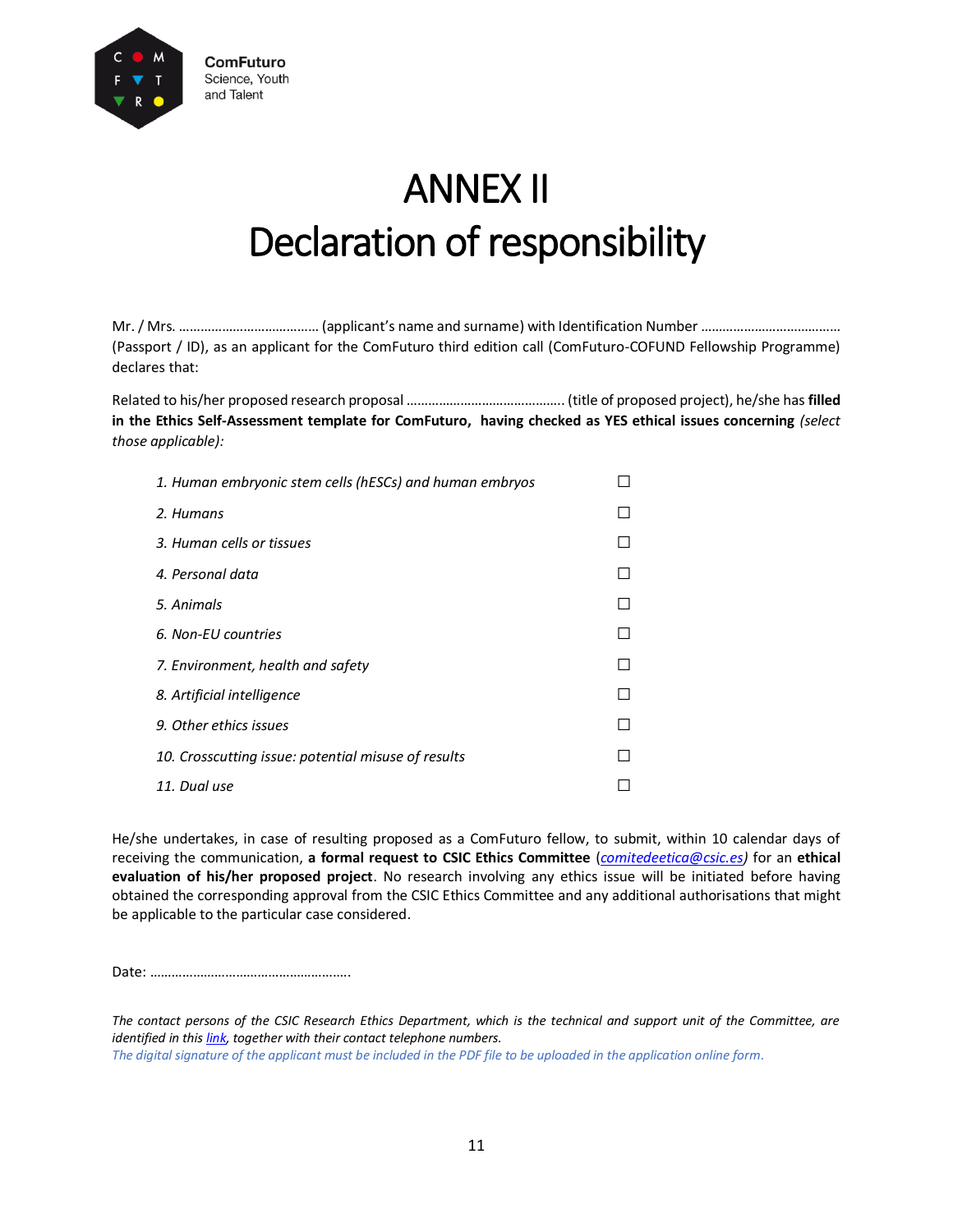ComFuturo
Science, Youth and Talent

# ANNEX II
# Declaration of responsibility

Mr. / Mrs. ………………………………… (applicant's name and surname) with Identification Number ………………………………… (Passport / ID), as an applicant for the ComFuturo third edition call (ComFuturo-COFUND Fellowship Programme) declares that:

Related to his/her proposed research proposal …………………………………….. (title of proposed project), he/she has **filled in the Ethics Self-Assessment template for ComFuturo, having checked as YES ethical issues concerning** *(select those applicable):*

| | |
|---|---|
| *1. Human embryonic stem cells (hESCs) and human embryos* | ☐ |
| *2. Humans* | ☐ |
| *3. Human cells or tissues* | ☐ |
| *4. Personal data* | ☐ |
| *5. Animals* | ☐ |
| *6. Non-EU countries* | ☐ |
| *7. Environment, health and safety* | ☐ |
| *8. Artificial intelligence* | ☐ |
| *9. Other ethics issues* | ☐ |
| *10. Crosscutting issue: potential misuse of results* | ☐ |
| *11. Dual use* | ☐ |

He/she undertakes, in case of resulting proposed as a ComFuturo fellow, to submit, within 10 calendar days of receiving the communication, **a formal request to CSIC Ethics Committee** (*comitedeetica@csic.es*) for an **ethical evaluation of his/her proposed project**. No research involving any ethics issue will be initiated before having obtained the corresponding approval from the CSIC Ethics Committee and any additional authorisations that might be applicable to the particular case considered.

Date: ……………………………………………….

*The contact persons of the CSIC Research Ethics Department, which is the technical and support unit of the Committee, are identified in this link, together with their contact telephone numbers.*
*The digital signature of the applicant must be included in the PDF file to be uploaded in the application online form.*